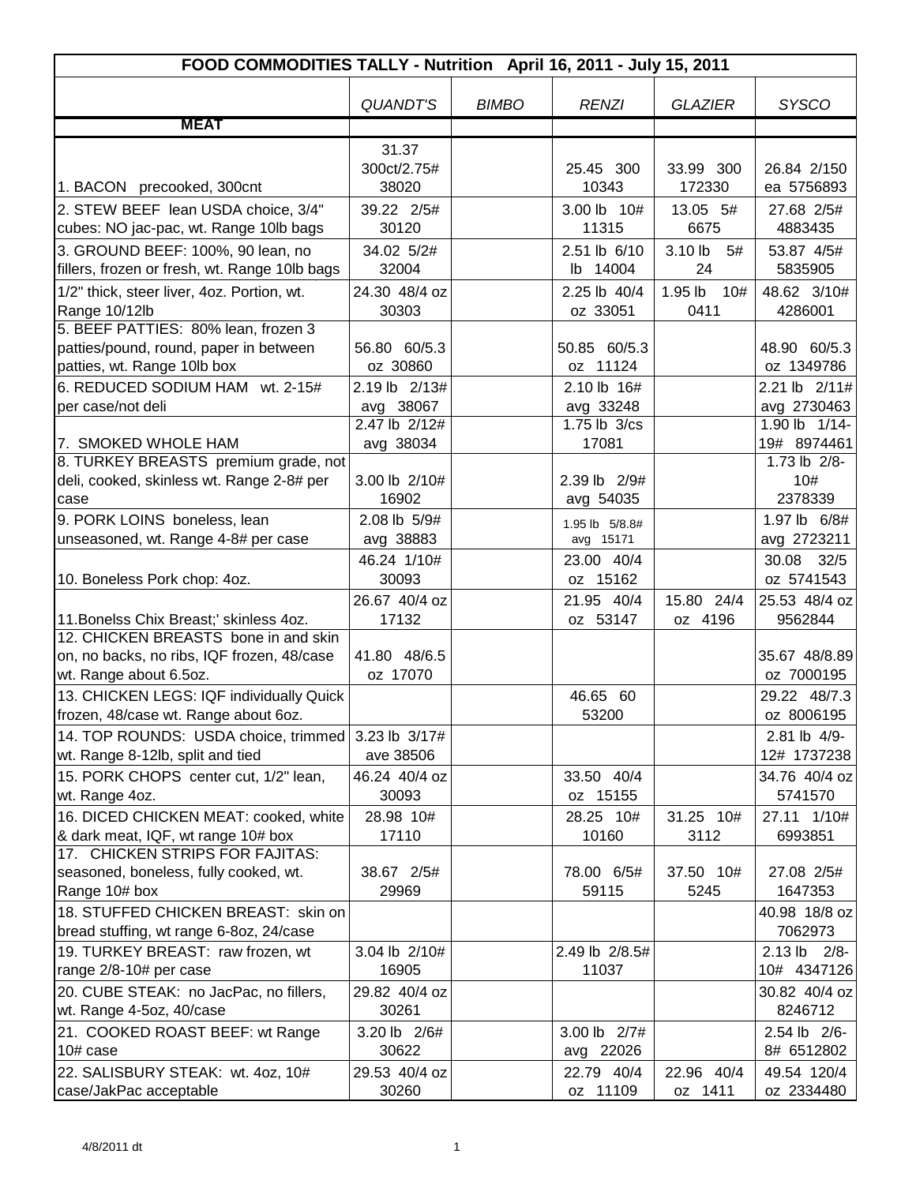| FOOD COMMODITIES TALLY - Nutrition April 16, 2011 - July 15, 2011 | | | | | |
|---|---|---|---|---|---|
| | *QUANDT'S* | *BIMBO* | *RENZI* | *GLAZIER* | *SYSCO* |
| **MEAT** | | | | | |
| 1. BACON precooked, 300cnt | 31.37 300ct/2.75# 38020 | | 25.45 300 10343 | 33.99 300 172330 | 26.84 2/150 ea 5756893 |
| 2. STEW BEEF lean USDA choice, 3/4" cubes: NO jac-pac, wt. Range 10lb bags | 39.22 2/5# 30120 | | 3.00 lb 10# 11315 | 13.05 5# 6675 | 27.68 2/5# 4883435 |
| 3. GROUND BEEF: 100%, 90 lean, no fillers, frozen or fresh, wt. Range 10lb bags | 34.02 5/2# 32004 | | 2.51 lb 6/10 lb 14004 | 3.10 lb 5# 24 | 53.87 4/5# 5835905 |
| 1/2" thick, steer liver, 4oz. Portion, wt. Range 10/12lb | 24.30 48/4 oz 30303 | | 2.25 lb 40/4 oz 33051 | 1.95 lb 10# 0411 | 48.62 3/10# 4286001 |
| 5. BEEF PATTIES: 80% lean, frozen 3 patties/pound, round, paper in between patties, wt. Range 10lb box | 56.80 60/5.3 oz 30860 | | 50.85 60/5.3 oz 11124 | | 48.90 60/5.3 oz 1349786 |
| 6. REDUCED SODIUM HAM wt. 2-15# per case/not deli | 2.19 lb 2/13# avg 38067 | | 2.10 lb 16# avg 33248 | | 2.21 lb 2/11# avg 2730463 |
| 7. SMOKED WHOLE HAM | 2.47 lb 2/12# avg 38034 | | 1.75 lb 3/cs 17081 | | 1.90 lb 1/14-19# 8974461 |
| 8. TURKEY BREASTS premium grade, not deli, cooked, skinless wt. Range 2-8# per case | 3.00 lb 2/10# 16902 | | 2.39 lb 2/9# avg 54035 | | 1.73 lb 2/8-10# 2378339 |
| 9. PORK LOINS boneless, lean unseasoned, wt. Range 4-8# per case | 2.08 lb 5/9# avg 38883 | | 1.95 lb 5/8.8# avg 15171 | | 1.97 lb 6/8# avg 2723211 |
| 10. Boneless Pork chop: 4oz. | 46.24 1/10# 30093 | | 23.00 40/4 oz 15162 | | 30.08 32/5 oz 5741543 |
| 11.Bonelss Chix Breast;' skinless 4oz. | 26.67 40/4 oz 17132 | | 21.95 40/4 oz 53147 | 15.80 24/4 oz 4196 | 25.53 48/4 oz 9562844 |
| 12. CHICKEN BREASTS bone in and skin on, no backs, no ribs, IQF frozen, 48/case wt. Range about 6.5oz. | 41.80 48/6.5 oz 17070 | | | | 35.67 48/8.89 oz 7000195 |
| 13. CHICKEN LEGS: IQF individually Quick frozen, 48/case wt. Range about 6oz. | | | 46.65 60 53200 | | 29.22 48/7.3 oz 8006195 |
| 14. TOP ROUNDS: USDA choice, trimmed wt. Range 8-12lb, split and tied | 3.23 lb 3/17# ave 38506 | | | | 2.81 lb 4/9-12# 1737238 |
| 15. PORK CHOPS center cut, 1/2" lean, wt. Range 4oz. | 46.24 40/4 oz 30093 | | 33.50 40/4 oz 15155 | | 34.76 40/4 oz 5741570 |
| 16. DICED CHICKEN MEAT: cooked, white & dark meat, IQF, wt range 10# box | 28.98 10# 17110 | | 28.25 10# 10160 | 31.25 10# 3112 | 27.11 1/10# 6993851 |
| 17. CHICKEN STRIPS FOR FAJITAS: seasoned, boneless, fully cooked, wt. Range 10# box | 38.67 2/5# 29969 | | 78.00 6/5# 59115 | 37.50 10# 5245 | 27.08 2/5# 1647353 |
| 18. STUFFED CHICKEN BREAST: skin on bread stuffing, wt range 6-8oz, 24/case | | | | | 40.98 18/8 oz 7062973 |
| 19. TURKEY BREAST: raw frozen, wt range 2/8-10# per case | 3.04 lb 2/10# 16905 | | 2.49 lb 2/8.5# 11037 | | 2.13 lb 2/8-10# 4347126 |
| 20. CUBE STEAK: no JacPac, no fillers, wt. Range 4-5oz, 40/case | 29.82 40/4 oz 30261 | | | | 30.82 40/4 oz 8246712 |
| 21. COOKED ROAST BEEF: wt Range 10# case | 3.20 lb 2/6# 30622 | | 3.00 lb 2/7# avg 22026 | | 2.54 lb 2/6-8# 6512802 |
| 22. SALISBURY STEAK: wt. 4oz, 10# case/JakPac acceptable | 29.53 40/4 oz 30260 | | 22.79 40/4 oz 11109 | 22.96 40/4 oz 1411 | 49.54 120/4 oz 2334480 |

4/8/2011 dt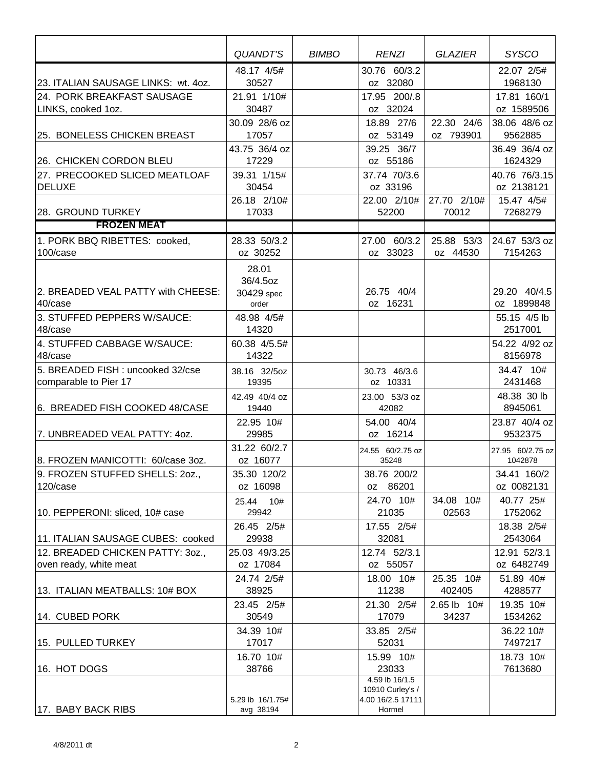| | QUANDT'S | BIMBO | RENZI | GLAZIER | SYSCO |
|---|---|---|---|---|---|
| 23. ITALIAN SAUSAGE LINKS: wt. 4oz. | 48.17 4/5# 30527 | | 30.76 60/3.2 oz 32080 | | 22.07 2/5# 1968130 |
| 24. PORK BREAKFAST SAUSAGE LINKS, cooked 1oz. | 21.91 1/10# 30487 | | 17.95 200/.8 oz 32024 | | 17.81 160/1 oz 1589506 |
| 25. BONELESS CHICKEN BREAST | 30.09 28/6 oz 17057 | | 18.89 27/6 oz 53149 | 22.30 24/6 oz 793901 | 38.06 48/6 oz 9562885 |
| 26. CHICKEN CORDON BLEU | 43.75 36/4 oz 17229 | | 39.25 36/7 oz 55186 | | 36.49 36/4 oz 1624329 |
| 27. PRECOOKED SLICED MEATLOAF DELUXE | 39.31 1/15# 30454 | | 37.74 70/3.6 oz 33196 | | 40.76 76/3.15 oz 2138121 |
| 28. GROUND TURKEY | 26.18 2/10# 17033 | | 22.00 2/10# 52200 | 27.70 2/10# 70012 | 15.47 4/5# 7268279 |
| **FROZEN MEAT** | | | | | |
| 1. PORK BBQ RIBETTES: cooked, 100/case | 28.33 50/3.2 oz 30252 | | 27.00 60/3.2 oz 33023 | 25.88 53/3 oz 44530 | 24.67 53/3 oz 7154263 |
| 2. BREADED VEAL PATTY with CHEESE: 40/case | 28.01 36/4.5oz 30429 spec order | | 26.75 40/4 oz 16231 | | 29.20 40/4.5 oz 1899848 |
| 3. STUFFED PEPPERS W/SAUCE: 48/case | 48.98 4/5# 14320 | | | | 55.15 4/5 lb 2517001 |
| 4. STUFFED CABBAGE W/SAUCE: 48/case | 60.38 4/5.5# 14322 | | | | 54.22 4/92 oz 8156978 |
| 5. BREADED FISH : uncooked 32/cse comparable to Pier 17 | 38.16 32/5oz 19395 | | 30.73 46/3.6 oz 10331 | | 34.47 10# 2431468 |
| 6. BREADED FISH COOKED 48/CASE | 42.49 40/4 oz 19440 | | 23.00 53/3 oz 42082 | | 48.38 30 lb 8945061 |
| 7. UNBREADED VEAL PATTY: 4oz. | 22.95 10# 29985 | | 54.00 40/4 oz 16214 | | 23.87 40/4 oz 9532375 |
| 8. FROZEN MANICOTTI: 60/case 3oz. | 31.22 60/2.7 oz 16077 | | 24.55 60/2.75 oz 35248 | | 27.95 60/2.75 oz 1042878 |
| 9. FROZEN STUFFED SHELLS: 2oz., 120/case | 35.30 120/2 oz 16098 | | 38.76 200/2 oz 86201 | | 34.41 160/2 oz 0082131 |
| 10. PEPPERONI: sliced, 10# case | 25.44 10# 29942 | | 24.70 10# 21035 | 34.08 10# 02563 | 40.77 25# 1752062 |
| 11. ITALIAN SAUSAGE CUBES: cooked | 26.45 2/5# 29938 | | 17.55 2/5# 32081 | | 18.38 2/5# 2543064 |
| 12. BREADED CHICKEN PATTY: 3oz., oven ready, white meat | 25.03 49/3.25 oz 17084 | | 12.74 52/3.1 oz 55057 | | 12.91 52/3.1 oz 6482749 |
| 13. ITALIAN MEATBALLS: 10# BOX | 24.74 2/5# 38925 | | 18.00 10# 11238 | 25.35 10# 402405 | 51.89 40# 4288577 |
| 14. CUBED PORK | 23.45 2/5# 30549 | | 21.30 2/5# 17079 | 2.65 lb 10# 34237 | 19.35 10# 1534262 |
| 15. PULLED TURKEY | 34.39 10# 17017 | | 33.85 2/5# 52031 | | 36.22 10# 7497217 |
| 16. HOT DOGS | 16.70 10# 38766 | | 15.99 10# 23033 | | 18.73 10# 7613680 |
| 17. BABY BACK RIBS | 5.29 lb 16/1.75# avg 38194 | | 4.59 lb 16/1.5 10910 Curley's / 4.00 16/2.5 17111 Hormel | | |

4/8/2011 dt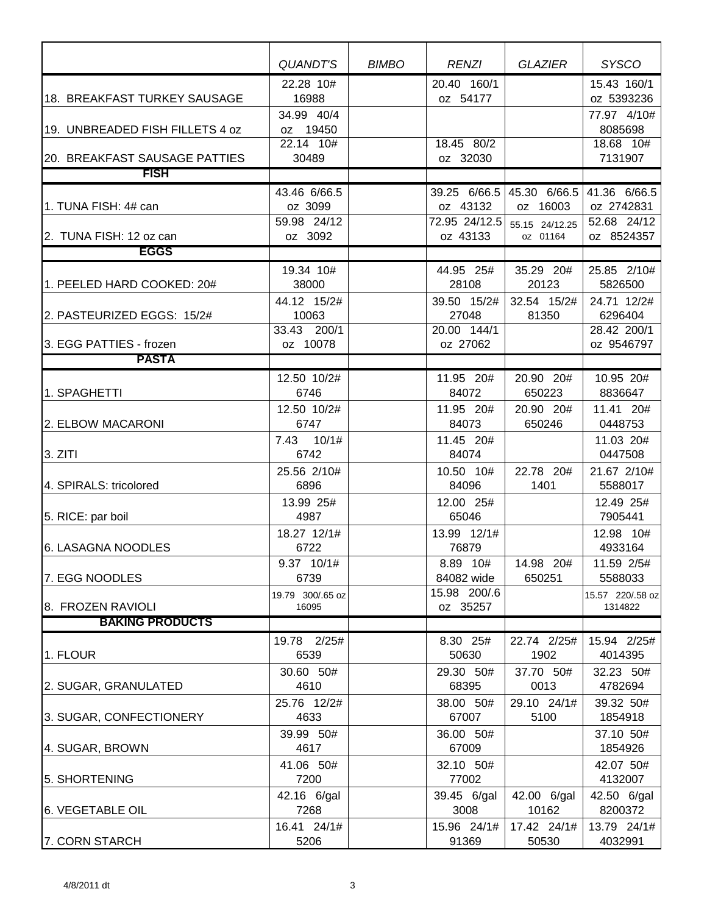| | QUANDT'S | BIMBO | RENZI | GLAZIER | SYSCO |
|---|---|---|---|---|---|
| 18. BREAKFAST TURKEY SAUSAGE | 22.28 10# 16988 | | 20.40 160/1 oz 54177 | | 15.43 160/1 oz 5393236 |
| 19. UNBREADED FISH FILLETS 4 oz | 34.99 40/4 oz 19450 | | | | 77.97 4/10# 8085698 |
| 20. BREAKFAST SAUSAGE PATTIES | 22.14 10# 30489 | | 18.45 80/2 oz 32030 | | 18.68 10# 7131907 |
| **FISH** | | | | | |
| 1. TUNA FISH: 4# can | 43.46 6/66.5 oz 3099 | | 39.25 6/66.5 oz 43132 | 45.30 6/66.5 oz 16003 | 41.36 6/66.5 oz 2742831 |
| 2. TUNA FISH: 12 oz can | 59.98 24/12 oz 3092 | | 72.95 24/12.5 oz 43133 | 55.15 24/12.25 oz 01164 | 52.68 24/12 oz 8524357 |
| **EGGS** | | | | | |
| 1. PEELED HARD COOKED: 20# | 19.34 10# 38000 | | 44.95 25# 28108 | 35.29 20# 20123 | 25.85 2/10# 5826500 |
| 2. PASTEURIZED EGGS: 15/2# | 44.12 15/2# 10063 | | 39.50 15/2# 27048 | 32.54 15/2# 81350 | 24.71 12/2# 6296404 |
| 3. EGG PATTIES - frozen | 33.43 200/1 oz 10078 | | 20.00 144/1 oz 27062 | | 28.42 200/1 oz 9546797 |
| **PASTA** | | | | | |
| 1. SPAGHETTI | 12.50 10/2# 6746 | | 11.95 20# 84072 | 20.90 20# 650223 | 10.95 20# 8836647 |
| 2. ELBOW MACARONI | 12.50 10/2# 6747 | | 11.95 20# 84073 | 20.90 20# 650246 | 11.41 20# 0448753 |
| 3. ZITI | 7.43 10/1# 6742 | | 11.45 20# 84074 | | 11.03 20# 0447508 |
| 4. SPIRALS: tricolored | 25.56 2/10# 6896 | | 10.50 10# 84096 | 22.78 20# 1401 | 21.67 2/10# 5588017 |
| 5. RICE: par boil | 13.99 25# 4987 | | 12.00 25# 65046 | | 12.49 25# 7905441 |
| 6. LASAGNA NOODLES | 18.27 12/1# 6722 | | 13.99 12/1# 76879 | | 12.98 10# 4933164 |
| 7. EGG NOODLES | 9.37 10/1# 6739 | | 8.89 10# 84082 wide | 14.98 20# 650251 | 11.59 2/5# 5588033 |
| 8. FROZEN RAVIOLI | 19.79 300/.65 oz 16095 | | 15.98 200/.6 oz 35257 | | 15.57 220/.58 oz 1314822 |
| **BAKING PRODUCTS** | | | | | |
| 1. FLOUR | 19.78 2/25# 6539 | | 8.30 25# 50630 | 22.74 2/25# 1902 | 15.94 2/25# 4014395 |
| 2. SUGAR, GRANULATED | 30.60 50# 4610 | | 29.30 50# 68395 | 37.70 50# 0013 | 32.23 50# 4782694 |
| 3. SUGAR, CONFECTIONERY | 25.76 12/2# 4633 | | 38.00 50# 67007 | 29.10 24/1# 5100 | 39.32 50# 1854918 |
| 4. SUGAR, BROWN | 39.99 50# 4617 | | 36.00 50# 67009 | | 37.10 50# 1854926 |
| 5. SHORTENING | 41.06 50# 7200 | | 32.10 50# 77002 | | 42.07 50# 4132007 |
| 6. VEGETABLE OIL | 42.16 6/gal 7268 | | 39.45 6/gal 3008 | 42.00 6/gal 10162 | 42.50 6/gal 8200372 |
| 7. CORN STARCH | 16.41 24/1# 5206 | | 15.96 24/1# 91369 | 17.42 24/1# 50530 | 13.79 24/1# 4032991 |

4/8/2011 dt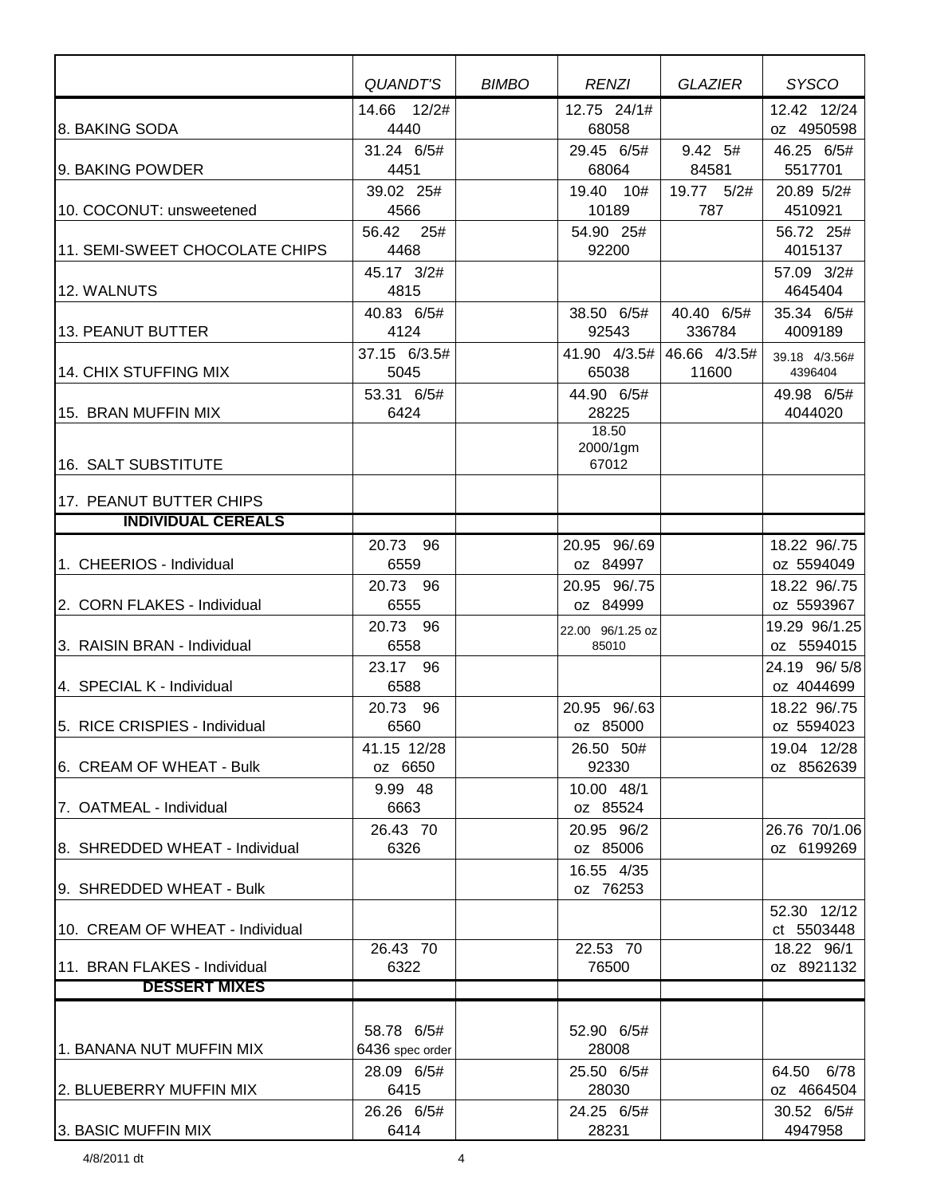| | *QUANDT'S* | *BIMBO* | *RENZI* | *GLAZIER* | *SYSCO* |
|---|---|---|---|---|---|
| 8. BAKING SODA | 14.66 12/2# 4440 | | 12.75 24/1# 68058 | | 12.42 12/24 oz 4950598 |
| 9. BAKING POWDER | 31.24 6/5# 4451 | | 29.45 6/5# 68064 | 9.42 5# 84581 | 46.25 6/5# 5517701 |
| 10. COCONUT: unsweetened | 39.02 25# 4566 | | 19.40 10# 10189 | 19.77 5/2# 787 | 20.89 5/2# 4510921 |
| 11. SEMI-SWEET CHOCOLATE CHIPS | 56.42 25# 4468 | | 54.90 25# 92200 | | 56.72 25# 4015137 |
| 12. WALNUTS | 45.17 3/2# 4815 | | | | 57.09 3/2# 4645404 |
| 13. PEANUT BUTTER | 40.83 6/5# 4124 | | 38.50 6/5# 92543 | 40.40 6/5# 336784 | 35.34 6/5# 4009189 |
| 14. CHIX STUFFING MIX | 37.15 6/3.5# 5045 | | 41.90 4/3.5# 65038 | 46.66 4/3.5# 11600 | 39.18 4/3.56# 4396404 |
| 15. BRAN MUFFIN MIX | 53.31 6/5# 6424 | | 44.90 6/5# 28225 | | 49.98 6/5# 4044020 |
| 16. SALT SUBSTITUTE | | | 18.50 2000/1gm 67012 | | |
| 17. PEANUT BUTTER CHIPS | | | | | |
| **INDIVIDUAL CEREALS** | | | | | |
| 1. CHEERIOS - Individual | 20.73 96 6559 | | 20.95 96/.69 oz 84997 | | 18.22 96/.75 oz 5594049 |
| 2. CORN FLAKES - Individual | 20.73 96 6555 | | 20.95 96/.75 oz 84999 | | 18.22 96/.75 oz 5593967 |
| 3. RAISIN BRAN - Individual | 20.73 96 6558 | | 22.00 96/1.25 oz 85010 | | 19.29 96/1.25 oz 5594015 |
| 4. SPECIAL K - Individual | 23.17 96 6588 | | | | 24.19 96/ 5/8 oz 4044699 |
| 5. RICE CRISPIES - Individual | 20.73 96 6560 | | 20.95 96/.63 oz 85000 | | 18.22 96/.75 oz 5594023 |
| 6. CREAM OF WHEAT - Bulk | 41.15 12/28 oz 6650 | | 26.50 50# 92330 | | 19.04 12/28 oz 8562639 |
| 7. OATMEAL - Individual | 9.99 48 6663 | | 10.00 48/1 oz 85524 | | |
| 8. SHREDDED WHEAT - Individual | 26.43 70 6326 | | 20.95 96/2 oz 85006 | | 26.76 70/1.06 oz 6199269 |
| 9. SHREDDED WHEAT - Bulk | | | 16.55 4/35 oz 76253 | | |
| 10. CREAM OF WHEAT - Individual | | | | | 52.30 12/12 ct 5503448 |
| 11. BRAN FLAKES - Individual | 26.43 70 6322 | | 22.53 70 76500 | | 18.22 96/1 oz 8921132 |
| **DESSERT MIXES** | | | | | |
| 1. BANANA NUT MUFFIN MIX | 58.78 6/5# 6436 spec order | | 52.90 6/5# 28008 | | |
| 2. BLUEBERRY MUFFIN MIX | 28.09 6/5# 6415 | | 25.50 6/5# 28030 | | 64.50 6/78 oz 4664504 |
| 3. BASIC MUFFIN MIX | 26.26 6/5# 6414 | | 24.25 6/5# 28231 | | 30.52 6/5# 4947958 |

4/8/2011 dt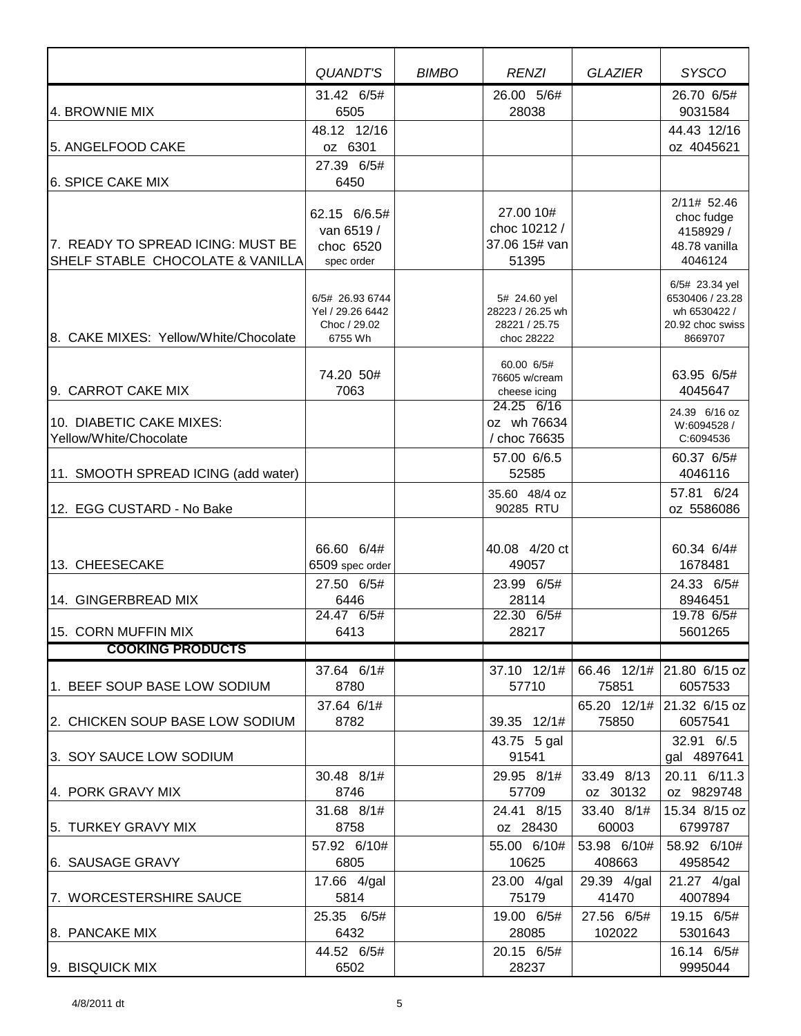| | QUANDT'S | BIMBO | RENZI | GLAZIER | SYSCO |
|---|---|---|---|---|---|
| 4. BROWNIE MIX | 31.42 6/5# 6505 | | 26.00 5/6# 28038 | | 26.70 6/5# 9031584 |
| 5. ANGELFOOD CAKE | 48.12 12/16 oz 6301 | | | | 44.43 12/16 oz 4045621 |
| 6. SPICE CAKE MIX | 27.39 6/5# 6450 | | | | |
| 7. READY TO SPREAD ICING: MUST BE SHELF STABLE CHOCOLATE & VANILLA | 62.15 6/6.5# van 6519 / choc 6520 spec order | | 27.00 10# choc 10212 / 37.06 15# van 51395 | | 2/11# 52.46 choc fudge 4158929 / 48.78 vanilla 4046124 |
| 8. CAKE MIXES: Yellow/White/Chocolate | 6/5# 26.93 6744 Yel / 29.26 6442 Choc / 29.02 6755 Wh | | 5# 24.60 yel 28223 / 26.25 wh 28221 / 25.75 choc 28222 | | 6/5# 23.34 yel 6530406 / 23.28 wh 6530422 / 20.92 choc swiss 8669707 |
| 9. CARROT CAKE MIX | 74.20 50# 7063 | | 60.00 6/5# 76605 w/cream cheese icing | | 63.95 6/5# 4045647 |
| 10. DIABETIC CAKE MIXES: Yellow/White/Chocolate | | | 24.25 6/16 oz wh 76634 / choc 76635 | | 24.39 6/16 oz W:6094528 / C:6094536 |
| 11. SMOOTH SPREAD ICING (add water) | | | 57.00 6/6.5 52585 | | 60.37 6/5# 4046116 |
| 12. EGG CUSTARD - No Bake | | | 35.60 48/4 oz 90285 RTU | | 57.81 6/24 oz 5586086 |
| 13. CHEESECAKE | 66.60 6/4# 6509 spec order | | 40.08 4/20 ct 49057 | | 60.34 6/4# 1678481 |
| 14. GINGERBREAD MIX | 27.50 6/5# 6446 | | 23.99 6/5# 28114 | | 24.33 6/5# 8946451 |
| 15. CORN MUFFIN MIX | 24.47 6/5# 6413 | | 22.30 6/5# 28217 | | 19.78 6/5# 5601265 |
| **COOKING PRODUCTS** | | | | | |
| 1. BEEF SOUP BASE LOW SODIUM | 37.64 6/1# 8780 | | 37.10 12/1# 57710 | 66.46 12/1# 75851 | 21.80 6/15 oz 6057533 |
| 2. CHICKEN SOUP BASE LOW SODIUM | 37.64 6/1# 8782 | | 39.35 12/1# | 65.20 12/1# 75850 | 21.32 6/15 oz 6057541 |
| 3. SOY SAUCE LOW SODIUM | | | 43.75 5 gal 91541 | | 32.91 6/.5 gal 4897641 |
| 4. PORK GRAVY MIX | 30.48 8/1# 8746 | | 29.95 8/1# 57709 | 33.49 8/13 oz 30132 | 20.11 6/11.3 oz 9829748 |
| 5. TURKEY GRAVY MIX | 31.68 8/1# 8758 | | 24.41 8/15 oz 28430 | 33.40 8/1# 60003 | 15.34 8/15 oz 6799787 |
| 6. SAUSAGE GRAVY | 57.92 6/10# 6805 | | 55.00 6/10# 10625 | 53.98 6/10# 408663 | 58.92 6/10# 4958542 |
| 7. WORCESTERSHIRE SAUCE | 17.66 4/gal 5814 | | 23.00 4/gal 75179 | 29.39 4/gal 41470 | 21.27 4/gal 4007894 |
| 8. PANCAKE MIX | 25.35 6/5# 6432 | | 19.00 6/5# 28085 | 27.56 6/5# 102022 | 19.15 6/5# 5301643 |
| 9. BISQUICK MIX | 44.52 6/5# 6502 | | 20.15 6/5# 28237 | | 16.14 6/5# 9995044 |

4/8/2011 dt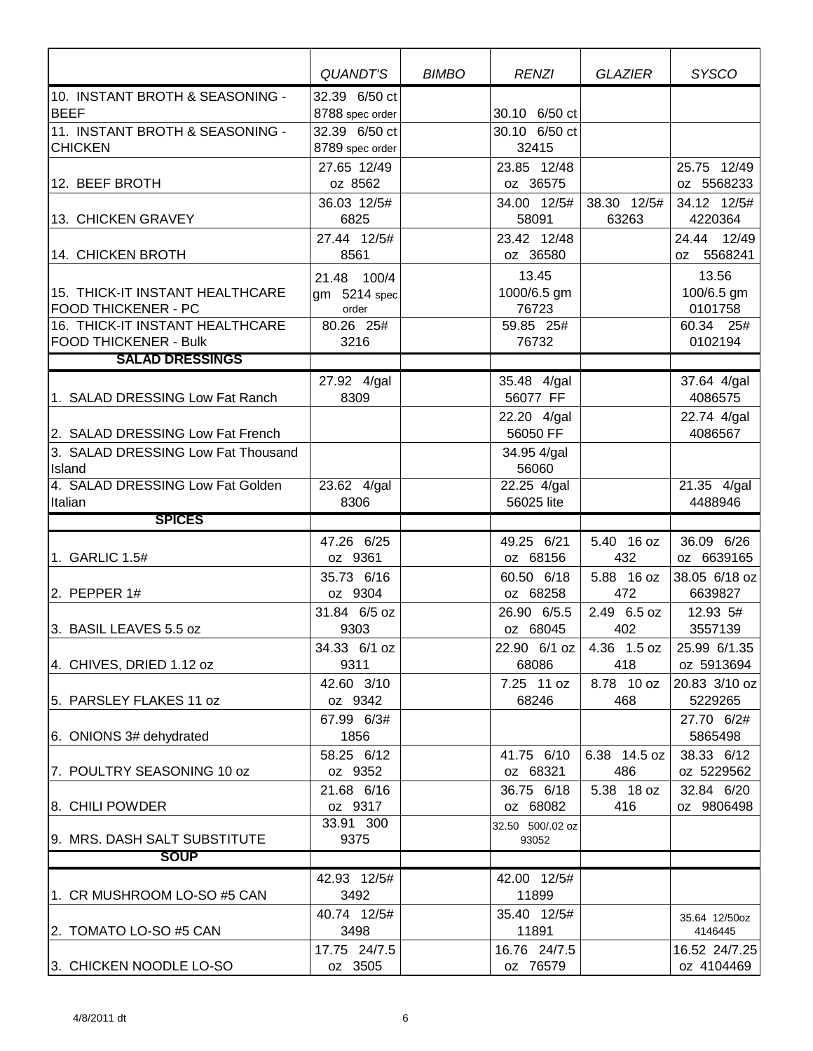| | *QUANDT'S* | *BIMBO* | *RENZI* | *GLAZIER* | *SYSCO* |
|---|---|---|---|---|---|
| 10. INSTANT BROTH & SEASONING - BEEF | 32.39 6/50 ct 8788 spec order | | 30.10 6/50 ct | | |
| 11. INSTANT BROTH & SEASONING - CHICKEN | 32.39 6/50 ct 8789 spec order | | 30.10 6/50 ct 32415 | | |
| 12. BEEF BROTH | 27.65 12/49 oz 8562 | | 23.85 12/48 oz 36575 | | 25.75 12/49 oz 5568233 |
| 13. CHICKEN GRAVEY | 36.03 12/5# 6825 | | 34.00 12/5# 58091 | 38.30 12/5# 63263 | 34.12 12/5# 4220364 |
| 14. CHICKEN BROTH | 27.44 12/5# 8561 | | 23.42 12/48 oz 36580 | | 24.44 12/49 oz 5568241 |
| 15. THICK-IT INSTANT HEALTHCARE FOOD THICKENER - PC | 21.48 100/4 gm 5214 spec order | | 13.45 1000/6.5 gm 76723 | | 13.56 100/6.5 gm 0101758 |
| 16. THICK-IT INSTANT HEALTHCARE FOOD THICKENER - Bulk | 80.26 25# 3216 | | 59.85 25# 76732 | | 60.34 25# 0102194 |
| **SALAD DRESSINGS** | | | | | |
| 1. SALAD DRESSING Low Fat Ranch | 27.92 4/gal 8309 | | 35.48 4/gal 56077 FF | | 37.64 4/gal 4086575 |
| 2. SALAD DRESSING Low Fat French | | | 22.20 4/gal 56050 FF | | 22.74 4/gal 4086567 |
| 3. SALAD DRESSING Low Fat Thousand Island | | | 34.95 4/gal 56060 | | |
| 4. SALAD DRESSING Low Fat Golden Italian | 23.62 4/gal 8306 | | 22.25 4/gal 56025 lite | | 21.35 4/gal 4488946 |
| **SPICES** | | | | | |
| 1. GARLIC 1.5# | 47.26 6/25 oz 9361 | | 49.25 6/21 oz 68156 | 5.40 16 oz 432 | 36.09 6/26 oz 6639165 |
| 2. PEPPER 1# | 35.73 6/16 oz 9304 | | 60.50 6/18 oz 68258 | 5.88 16 oz 472 | 38.05 6/18 oz 6639827 |
| 3. BASIL LEAVES 5.5 oz | 31.84 6/5 oz 9303 | | 26.90 6/5.5 oz 68045 | 2.49 6.5 oz 402 | 12.93 5# 3557139 |
| 4. CHIVES, DRIED 1.12 oz | 34.33 6/1 oz 9311 | | 22.90 6/1 oz 68086 | 4.36 1.5 oz 418 | 25.99 6/1.35 oz 5913694 |
| 5. PARSLEY FLAKES 11 oz | 42.60 3/10 oz 9342 | | 7.25 11 oz 68246 | 8.78 10 oz 468 | 20.83 3/10 oz 5229265 |
| 6. ONIONS 3# dehydrated | 67.99 6/3# 1856 | | | | 27.70 6/2# 5865498 |
| 7. POULTRY SEASONING 10 oz | 58.25 6/12 oz 9352 | | 41.75 6/10 oz 68321 | 6.38 14.5 oz 486 | 38.33 6/12 oz 5229562 |
| 8. CHILI POWDER | 21.68 6/16 oz 9317 | | 36.75 6/18 oz 68082 | 5.38 18 oz 416 | 32.84 6/20 oz 9806498 |
| 9. MRS. DASH SALT SUBSTITUTE | 33.91 300 9375 | | 32.50 500/.02 oz 93052 | | |
| **SOUP** | | | | | |
| 1. CR MUSHROOM LO-SO #5 CAN | 42.93 12/5# 3492 | | 42.00 12/5# 11899 | | |
| 2. TOMATO LO-SO #5 CAN | 40.74 12/5# 3498 | | 35.40 12/5# 11891 | | 35.64 12/50oz 4146445 |
| 3. CHICKEN NOODLE LO-SO | 17.75 24/7.5 oz 3505 | | 16.76 24/7.5 oz 76579 | | 16.52 24/7.25 oz 4104469 |

4/8/2011 dt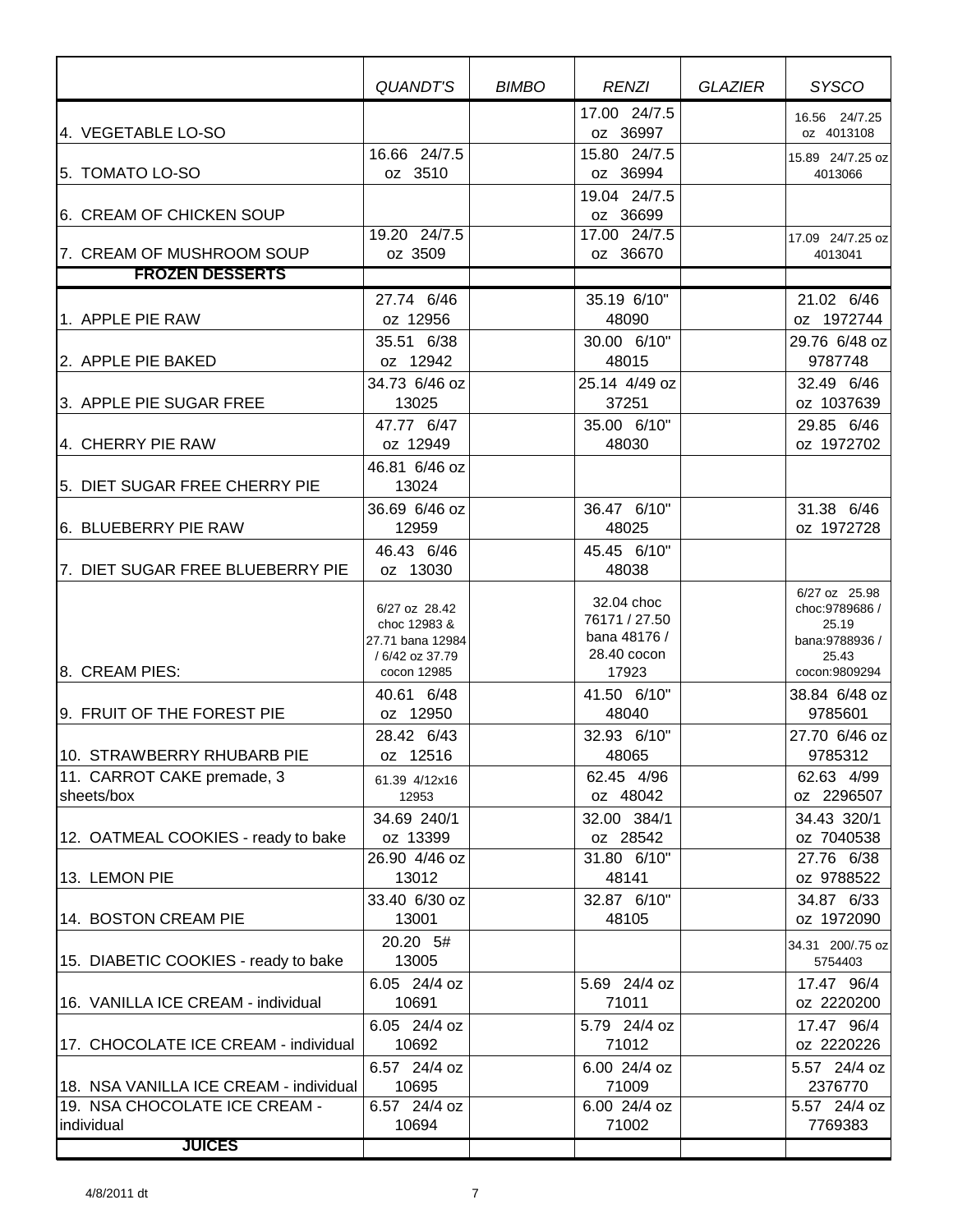| | QUANDT'S | BIMBO | RENZI | GLAZIER | SYSCO |
|---|---|---|---|---|---|
| 4. VEGETABLE LO-SO | | | 17.00 24/7.5 oz 36997 | | 16.56 24/7.25 oz 4013108 |
| 5. TOMATO LO-SO | 16.66 24/7.5 oz 3510 | | 15.80 24/7.5 oz 36994 | | 15.89 24/7.25 oz 4013066 |
| 6. CREAM OF CHICKEN SOUP | | | 19.04 24/7.5 oz 36699 | | |
| 7. CREAM OF MUSHROOM SOUP | 19.20 24/7.5 oz 3509 | | 17.00 24/7.5 oz 36670 | | 17.09 24/7.25 oz 4013041 |
| **FROZEN DESSERTS** | | | | | |
| 1. APPLE PIE RAW | 27.74 6/46 oz 12956 | | 35.19 6/10" 48090 | | 21.02 6/46 oz 1972744 |
| 2. APPLE PIE BAKED | 35.51 6/38 oz 12942 | | 30.00 6/10" 48015 | | 29.76 6/48 oz 9787748 |
| 3. APPLE PIE SUGAR FREE | 34.73 6/46 oz 13025 | | 25.14 4/49 oz 37251 | | 32.49 6/46 oz 1037639 |
| 4. CHERRY PIE RAW | 47.77 6/47 oz 12949 | | 35.00 6/10" 48030 | | 29.85 6/46 oz 1972702 |
| 5. DIET SUGAR FREE CHERRY PIE | 46.81 6/46 oz 13024 | | | | |
| 6. BLUEBERRY PIE RAW | 36.69 6/46 oz 12959 | | 36.47 6/10" 48025 | | 31.38 6/46 oz 1972728 |
| 7. DIET SUGAR FREE BLUEBERRY PIE | 46.43 6/46 oz 13030 | | 45.45 6/10" 48038 | | |
| 8. CREAM PIES: | 6/27 oz 28.42 choc 12983 & 27.71 bana 12984 / 6/42 oz 37.79 cocon 12985 | | 32.04 choc 76171 / 27.50 bana 48176 / 28.40 cocon 17923 | | 6/27 oz 25.98 choc:9789686 / 25.19 bana:9788936 / 25.43 cocon:9809294 |
| 9. FRUIT OF THE FOREST PIE | 40.61 6/48 oz 12950 | | 41.50 6/10" 48040 | | 38.84 6/48 oz 9785601 |
| 10. STRAWBERRY RHUBARB PIE | 28.42 6/43 oz 12516 | | 32.93 6/10" 48065 | | 27.70 6/46 oz 9785312 |
| 11. CARROT CAKE premade, 3 sheets/box | 61.39 4/12x16 12953 | | 62.45 4/96 oz 48042 | | 62.63 4/99 oz 2296507 |
| 12. OATMEAL COOKIES - ready to bake | 34.69 240/1 oz 13399 | | 32.00 384/1 oz 28542 | | 34.43 320/1 oz 7040538 |
| 13. LEMON PIE | 26.90 4/46 oz 13012 | | 31.80 6/10" 48141 | | 27.76 6/38 oz 9788522 |
| 14. BOSTON CREAM PIE | 33.40 6/30 oz 13001 | | 32.87 6/10" 48105 | | 34.87 6/33 oz 1972090 |
| 15. DIABETIC COOKIES - ready to bake | 20.20 5# 13005 | | | | 34.31 200/.75 oz 5754403 |
| 16. VANILLA ICE CREAM - individual | 6.05 24/4 oz 10691 | | 5.69 24/4 oz 71011 | | 17.47 96/4 oz 2220200 |
| 17. CHOCOLATE ICE CREAM - individual | 6.05 24/4 oz 10692 | | 5.79 24/4 oz 71012 | | 17.47 96/4 oz 2220226 |
| 18. NSA VANILLA ICE CREAM - individual | 6.57 24/4 oz 10695 | | 6.00 24/4 oz 71009 | | 5.57 24/4 oz 2376770 |
| 19. NSA CHOCOLATE ICE CREAM - individual | 6.57 24/4 oz 10694 | | 6.00 24/4 oz 71002 | | 5.57 24/4 oz 7769383 |
| **JUICES** | | | | | |

4/8/2011 dt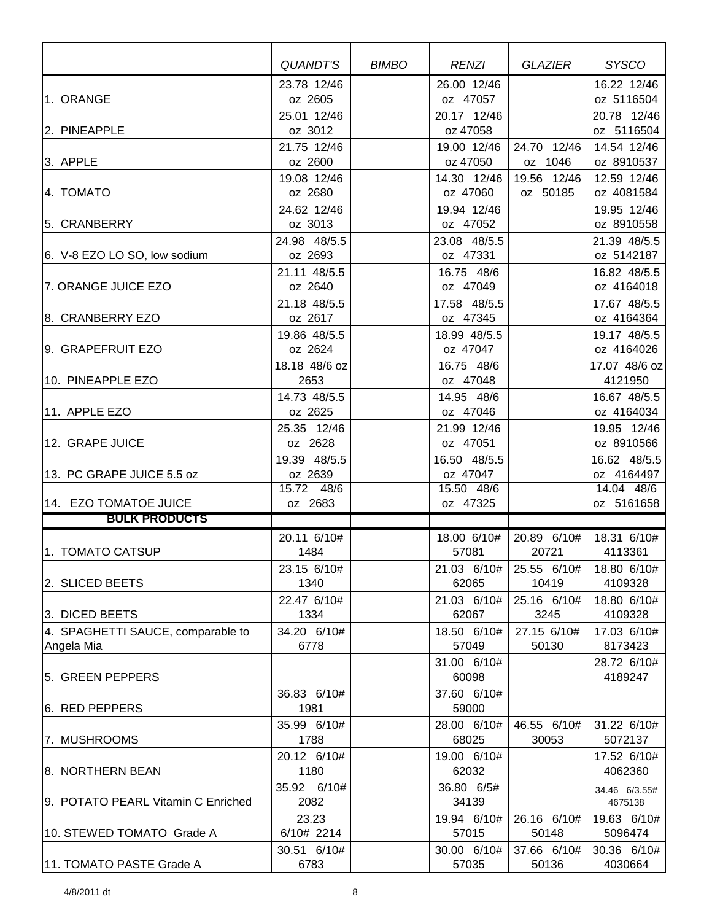| | QUANDT'S | BIMBO | RENZI | GLAZIER | SYSCO |
|---|---|---|---|---|---|
| 1. ORANGE | 23.78 12/46 oz 2605 | | 26.00 12/46 oz 47057 | | 16.22 12/46 oz 5116504 |
| 2. PINEAPPLE | 25.01 12/46 oz 3012 | | 20.17 12/46 oz 47058 | | 20.78 12/46 oz 5116504 |
| 3. APPLE | 21.75 12/46 oz 2600 | | 19.00 12/46 oz 47050 | 24.70 12/46 oz 1046 | 14.54 12/46 oz 8910537 |
| 4. TOMATO | 19.08 12/46 oz 2680 | | 14.30 12/46 oz 47060 | 19.56 12/46 oz 50185 | 12.59 12/46 oz 4081584 |
| 5. CRANBERRY | 24.62 12/46 oz 3013 | | 19.94 12/46 oz 47052 | | 19.95 12/46 oz 8910558 |
| 6. V-8 EZO LO SO, low sodium | 24.98 48/5.5 oz 2693 | | 23.08 48/5.5 oz 47331 | | 21.39 48/5.5 oz 5142187 |
| 7. ORANGE JUICE EZO | 21.11 48/5.5 oz 2640 | | 16.75 48/6 oz 47049 | | 16.82 48/5.5 oz 4164018 |
| 8. CRANBERRY EZO | 21.18 48/5.5 oz 2617 | | 17.58 48/5.5 oz 47345 | | 17.67 48/5.5 oz 4164364 |
| 9. GRAPEFRUIT EZO | 19.86 48/5.5 oz 2624 | | 18.99 48/5.5 oz 47047 | | 19.17 48/5.5 oz 4164026 |
| 10. PINEAPPLE EZO | 18.18 48/6 oz 2653 | | 16.75 48/6 oz 47048 | | 17.07 48/6 oz 4121950 |
| 11. APPLE EZO | 14.73 48/5.5 oz 2625 | | 14.95 48/6 oz 47046 | | 16.67 48/5.5 oz 4164034 |
| 12. GRAPE JUICE | 25.35 12/46 oz 2628 | | 21.99 12/46 oz 47051 | | 19.95 12/46 oz 8910566 |
| 13. PC GRAPE JUICE 5.5 oz | 19.39 48/5.5 oz 2639 | | 16.50 48/5.5 oz 47047 | | 16.62 48/5.5 oz 4164497 |
| 14. EZO TOMATOE JUICE | 15.72 48/6 oz 2683 | | 15.50 48/6 oz 47325 | | 14.04 48/6 oz 5161658 |
| **BULK PRODUCTS** | | | | | |
| 1. TOMATO CATSUP | 20.11 6/10# 1484 | | 18.00 6/10# 57081 | 20.89 6/10# 20721 | 18.31 6/10# 4113361 |
| 2. SLICED BEETS | 23.15 6/10# 1340 | | 21.03 6/10# 62065 | 25.55 6/10# 10419 | 18.80 6/10# 4109328 |
| 3. DICED BEETS | 22.47 6/10# 1334 | | 21.03 6/10# 62067 | 25.16 6/10# 3245 | 18.80 6/10# 4109328 |
| 4. SPAGHETTI SAUCE, comparable to Angela Mia | 34.20 6/10# 6778 | | 18.50 6/10# 57049 | 27.15 6/10# 50130 | 17.03 6/10# 8173423 |
| 5. GREEN PEPPERS | | | 31.00 6/10# 60098 | | 28.72 6/10# 4189247 |
| 6. RED PEPPERS | 36.83 6/10# 1981 | | 37.60 6/10# 59000 | | |
| 7. MUSHROOMS | 35.99 6/10# 1788 | | 28.00 6/10# 68025 | 46.55 6/10# 30053 | 31.22 6/10# 5072137 |
| 8. NORTHERN BEAN | 20.12 6/10# 1180 | | 19.00 6/10# 62032 | | 17.52 6/10# 4062360 |
| 9. POTATO PEARL Vitamin C Enriched | 35.92 6/10# 2082 | | 36.80 6/5# 34139 | | 34.46 6/3.55# 4675138 |
| 10. STEWED TOMATO Grade A | 23.23 6/10# 2214 | | 19.94 6/10# 57015 | 26.16 6/10# 50148 | 19.63 6/10# 5096474 |
| 11. TOMATO PASTE Grade A | 30.51 6/10# 6783 | | 30.00 6/10# 57035 | 37.66 6/10# 50136 | 30.36 6/10# 4030664 |

4/8/2011 dt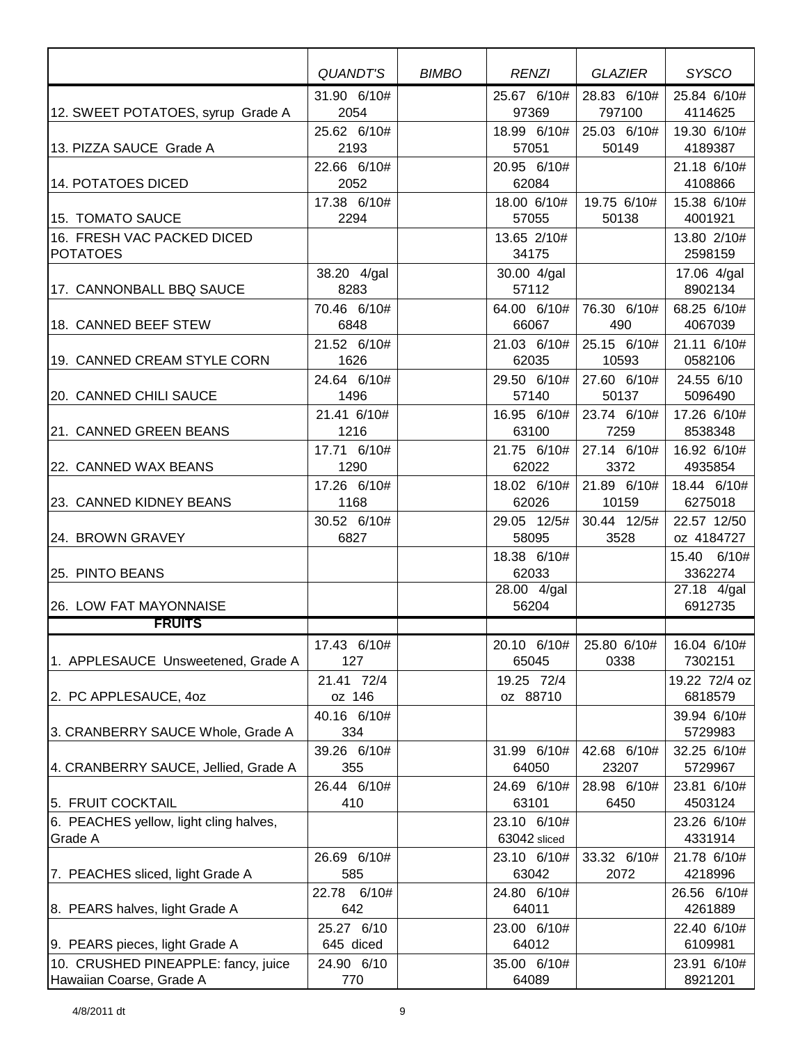| | *QUANDT'S* | *BIMBO* | *RENZI* | *GLAZIER* | *SYSCO* |
|---|---|---|---|---|---|
| 12. SWEET POTATOES, syrup Grade A | 31.90 6/10# 2054 | | 25.67 6/10# 97369 | 28.83 6/10# 797100 | 25.84 6/10# 4114625 |
| 13. PIZZA SAUCE Grade A | 25.62 6/10# 2193 | | 18.99 6/10# 57051 | 25.03 6/10# 50149 | 19.30 6/10# 4189387 |
| 14. POTATOES DICED | 22.66 6/10# 2052 | | 20.95 6/10# 62084 | | 21.18 6/10# 4108866 |
| 15. TOMATO SAUCE | 17.38 6/10# 2294 | | 18.00 6/10# 57055 | 19.75 6/10# 50138 | 15.38 6/10# 4001921 |
| 16. FRESH VAC PACKED DICED POTATOES | | | 13.65 2/10# 34175 | | 13.80 2/10# 2598159 |
| 17. CANNONBALL BBQ SAUCE | 38.20 4/gal 8283 | | 30.00 4/gal 57112 | | 17.06 4/gal 8902134 |
| 18. CANNED BEEF STEW | 70.46 6/10# 6848 | | 64.00 6/10# 66067 | 76.30 6/10# 490 | 68.25 6/10# 4067039 |
| 19. CANNED CREAM STYLE CORN | 21.52 6/10# 1626 | | 21.03 6/10# 62035 | 25.15 6/10# 10593 | 21.11 6/10# 0582106 |
| 20. CANNED CHILI SAUCE | 24.64 6/10# 1496 | | 29.50 6/10# 57140 | 27.60 6/10# 50137 | 24.55 6/10 5096490 |
| 21. CANNED GREEN BEANS | 21.41 6/10# 1216 | | 16.95 6/10# 63100 | 23.74 6/10# 7259 | 17.26 6/10# 8538348 |
| 22. CANNED WAX BEANS | 17.71 6/10# 1290 | | 21.75 6/10# 62022 | 27.14 6/10# 3372 | 16.92 6/10# 4935854 |
| 23. CANNED KIDNEY BEANS | 17.26 6/10# 1168 | | 18.02 6/10# 62026 | 21.89 6/10# 10159 | 18.44 6/10# 6275018 |
| 24. BROWN GRAVEY | 30.52 6/10# 6827 | | 29.05 12/5# 58095 | 30.44 12/5# 3528 | 22.57 12/50 oz 4184727 |
| 25. PINTO BEANS | | | 18.38 6/10# 62033 | | 15.40 6/10# 3362274 |
| 26. LOW FAT MAYONNAISE | | | 28.00 4/gal 56204 | | 27.18 4/gal 6912735 |
| **FRUITS** | | | | | |
| 1. APPLESAUCE Unsweetened, Grade A | 17.43 6/10# 127 | | 20.10 6/10# 65045 | 25.80 6/10# 0338 | 16.04 6/10# 7302151 |
| 2. PC APPLESAUCE, 4oz | 21.41 72/4 oz 146 | | 19.25 72/4 oz 88710 | | 19.22 72/4 oz 6818579 |
| 3. CRANBERRY SAUCE Whole, Grade A | 40.16 6/10# 334 | | | | 39.94 6/10# 5729983 |
| 4. CRANBERRY SAUCE, Jellied, Grade A | 39.26 6/10# 355 | | 31.99 6/10# 64050 | 42.68 6/10# 23207 | 32.25 6/10# 5729967 |
| 5. FRUIT COCKTAIL | 26.44 6/10# 410 | | 24.69 6/10# 63101 | 28.98 6/10# 6450 | 23.81 6/10# 4503124 |
| 6. PEACHES yellow, light cling halves, Grade A | | | 23.10 6/10# 63042 sliced | | 23.26 6/10# 4331914 |
| 7. PEACHES sliced, light Grade A | 26.69 6/10# 585 | | 23.10 6/10# 63042 | 33.32 6/10# 2072 | 21.78 6/10# 4218996 |
| 8. PEARS halves, light Grade A | 22.78 6/10# 642 | | 24.80 6/10# 64011 | | 26.56 6/10# 4261889 |
| 9. PEARS pieces, light Grade A | 25.27 6/10 645 diced | | 23.00 6/10# 64012 | | 22.40 6/10# 6109981 |
| 10. CRUSHED PINEAPPLE: fancy, juice Hawaiian Coarse, Grade A | 24.90 6/10 770 | | 35.00 6/10# 64089 | | 23.91 6/10# 8921201 |

4/8/2011 dt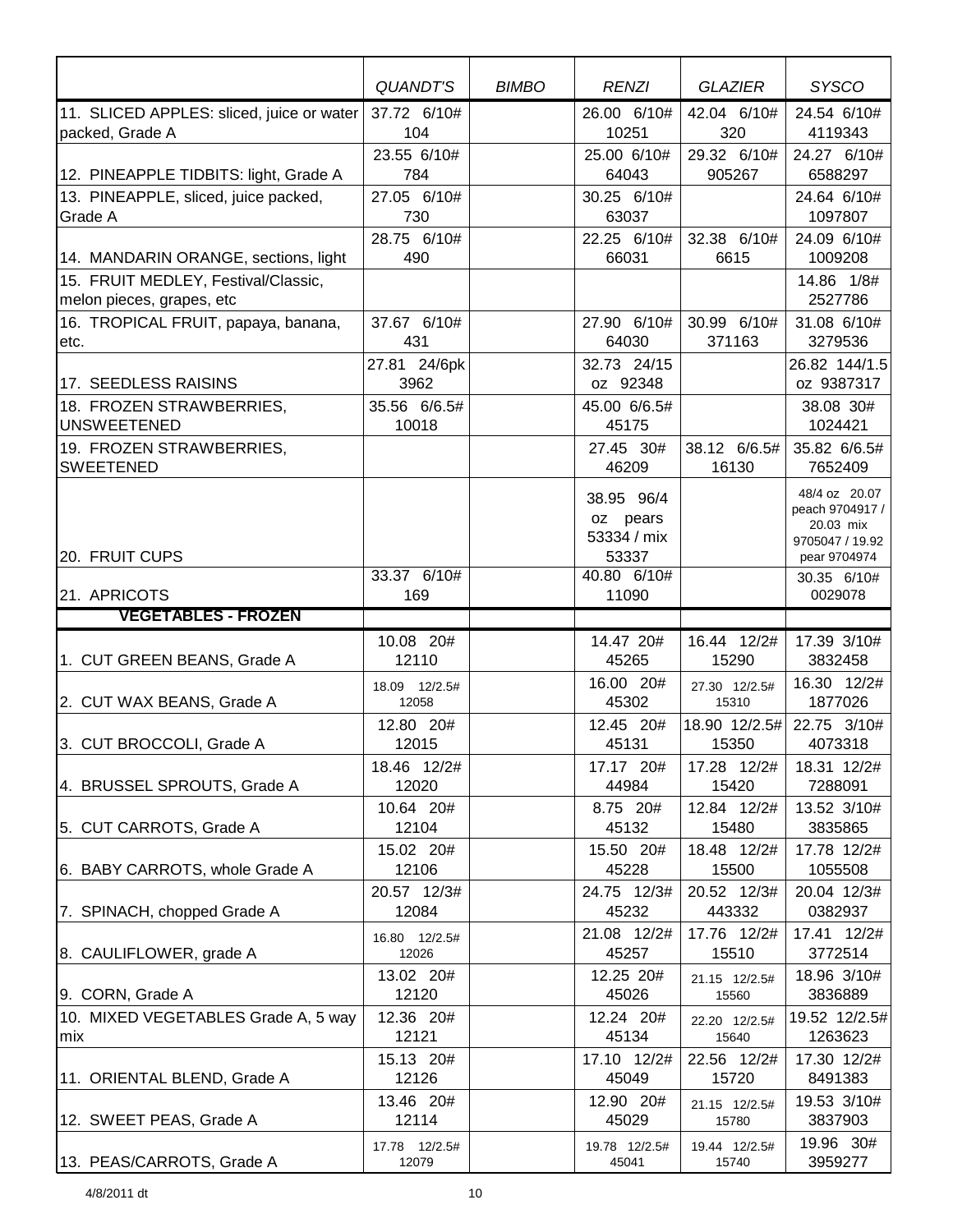| | *QUANDT'S* | *BIMBO* | *RENZI* | *GLAZIER* | *SYSCO* |
|---|---|---|---|---|---|
| 11. SLICED APPLES: sliced, juice or water packed, Grade A | 37.72 6/10# 104 | | 26.00 6/10# 10251 | 42.04 6/10# 320 | 24.54 6/10# 4119343 |
| 12. PINEAPPLE TIDBITS: light, Grade A | 23.55 6/10# 784 | | 25.00 6/10# 64043 | 29.32 6/10# 905267 | 24.27 6/10# 6588297 |
| 13. PINEAPPLE, sliced, juice packed, Grade A | 27.05 6/10# 730 | | 30.25 6/10# 63037 | | 24.64 6/10# 1097807 |
| 14. MANDARIN ORANGE, sections, light | 28.75 6/10# 490 | | 22.25 6/10# 66031 | 32.38 6/10# 6615 | 24.09 6/10# 1009208 |
| 15. FRUIT MEDLEY, Festival/Classic, melon pieces, grapes, etc | | | | | 14.86 1/8# 2527786 |
| 16. TROPICAL FRUIT, papaya, banana, etc. | 37.67 6/10# 431 | | 27.90 6/10# 64030 | 30.99 6/10# 371163 | 31.08 6/10# 3279536 |
| 17. SEEDLESS RAISINS | 27.81 24/6pk 3962 | | 32.73 24/15 oz 92348 | | 26.82 144/1.5 oz 9387317 |
| 18. FROZEN STRAWBERRIES, UNSWEETENED | 35.56 6/6.5# 10018 | | 45.00 6/6.5# 45175 | | 38.08 30# 1024421 |
| 19. FROZEN STRAWBERRIES, SWEETENED | | | 27.45 30# 46209 | 38.12 6/6.5# 16130 | 35.82 6/6.5# 7652409 |
| 20. FRUIT CUPS | | | 38.95 96/4 oz pears 53334 / mix 53337 | | 48/4 oz 20.07 peach 9704917 / 20.03 mix 9705047 / 19.92 pear 9704974 |
| 21. APRICOTS | 33.37 6/10# 169 | | 40.80 6/10# 11090 | | 30.35 6/10# 0029078 |
| **VEGETABLES - FROZEN** | | | | | |
| 1. CUT GREEN BEANS, Grade A | 10.08 20# 12110 | | 14.47 20# 45265 | 16.44 12/2# 15290 | 17.39 3/10# 3832458 |
| 2. CUT WAX BEANS, Grade A | 18.09 12/2.5# 12058 | | 16.00 20# 45302 | 27.30 12/2.5# 15310 | 16.30 12/2# 1877026 |
| 3. CUT BROCCOLI, Grade A | 12.80 20# 12015 | | 12.45 20# 45131 | 18.90 12/2.5# 15350 | 22.75 3/10# 4073318 |
| 4. BRUSSEL SPROUTS, Grade A | 18.46 12/2# 12020 | | 17.17 20# 44984 | 17.28 12/2# 15420 | 18.31 12/2# 7288091 |
| 5. CUT CARROTS, Grade A | 10.64 20# 12104 | | 8.75 20# 45132 | 12.84 12/2# 15480 | 13.52 3/10# 3835865 |
| 6. BABY CARROTS, whole Grade A | 15.02 20# 12106 | | 15.50 20# 45228 | 18.48 12/2# 15500 | 17.78 12/2# 1055508 |
| 7. SPINACH, chopped Grade A | 20.57 12/3# 12084 | | 24.75 12/3# 45232 | 20.52 12/3# 443332 | 20.04 12/3# 0382937 |
| 8. CAULIFLOWER, grade A | 16.80 12/2.5# 12026 | | 21.08 12/2# 45257 | 17.76 12/2# 15510 | 17.41 12/2# 3772514 |
| 9. CORN, Grade A | 13.02 20# 12120 | | 12.25 20# 45026 | 21.15 12/2.5# 15560 | 18.96 3/10# 3836889 |
| 10. MIXED VEGETABLES Grade A, 5 way mix | 12.36 20# 12121 | | 12.24 20# 45134 | 22.20 12/2.5# 15640 | 19.52 12/2.5# 1263623 |
| 11. ORIENTAL BLEND, Grade A | 15.13 20# 12126 | | 17.10 12/2# 45049 | 22.56 12/2# 15720 | 17.30 12/2# 8491383 |
| 12. SWEET PEAS, Grade A | 13.46 20# 12114 | | 12.90 20# 45029 | 21.15 12/2.5# 15780 | 19.53 3/10# 3837903 |
| 13. PEAS/CARROTS, Grade A | 17.78 12/2.5# 12079 | | 19.78 12/2.5# 45041 | 19.44 12/2.5# 15740 | 19.96 30# 3959277 |

4/8/2011 dt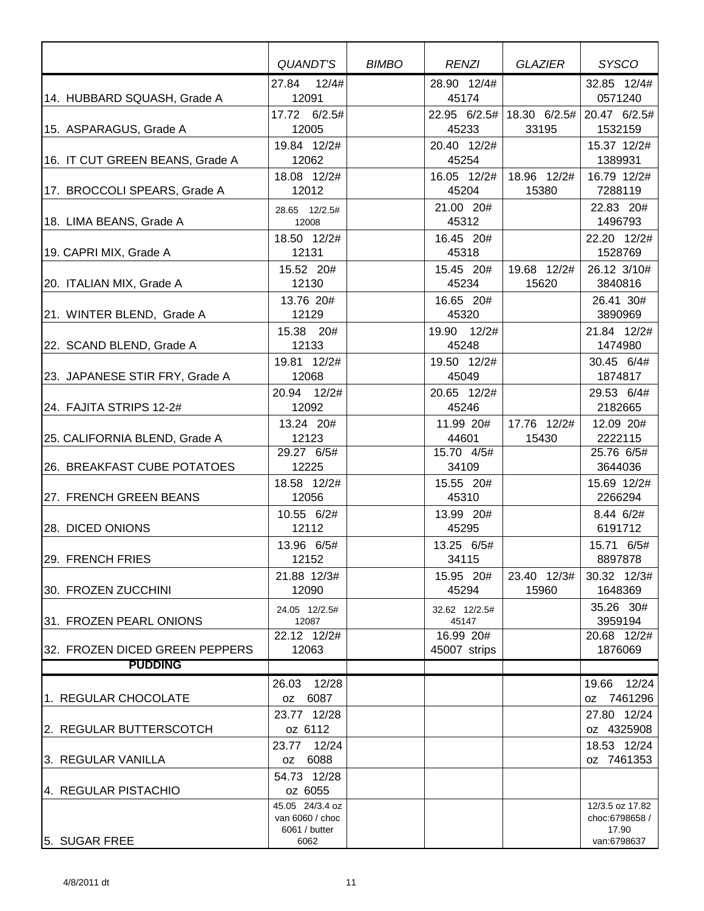| | *QUANDT'S* | *BIMBO* | *RENZI* | *GLAZIER* | *SYSCO* |
|---|---|---|---|---|---|
| 14. HUBBARD SQUASH, Grade A | 27.84 12/4# 12091 | | 28.90 12/4# 45174 | | 32.85 12/4# 0571240 |
| 15. ASPARAGUS, Grade A | 17.72 6/2.5# 12005 | | 22.95 6/2.5# 45233 | 18.30 6/2.5# 33195 | 20.47 6/2.5# 1532159 |
| 16. IT CUT GREEN BEANS, Grade A | 19.84 12/2# 12062 | | 20.40 12/2# 45254 | | 15.37 12/2# 1389931 |
| 17. BROCCOLI SPEARS, Grade A | 18.08 12/2# 12012 | | 16.05 12/2# 45204 | 18.96 12/2# 15380 | 16.79 12/2# 7288119 |
| 18. LIMA BEANS, Grade A | 28.65 12/2.5# 12008 | | 21.00 20# 45312 | | 22.83 20# 1496793 |
| 19. CAPRI MIX, Grade A | 18.50 12/2# 12131 | | 16.45 20# 45318 | | 22.20 12/2# 1528769 |
| 20. ITALIAN MIX, Grade A | 15.52 20# 12130 | | 15.45 20# 45234 | 19.68 12/2# 15620 | 26.12 3/10# 3840816 |
| 21. WINTER BLEND, Grade A | 13.76 20# 12129 | | 16.65 20# 45320 | | 26.41 30# 3890969 |
| 22. SCAND BLEND, Grade A | 15.38 20# 12133 | | 19.90 12/2# 45248 | | 21.84 12/2# 1474980 |
| 23. JAPANESE STIR FRY, Grade A | 19.81 12/2# 12068 | | 19.50 12/2# 45049 | | 30.45 6/4# 1874817 |
| 24. FAJITA STRIPS 12-2# | 20.94 12/2# 12092 | | 20.65 12/2# 45246 | | 29.53 6/4# 2182665 |
| 25. CALIFORNIA BLEND, Grade A | 13.24 20# 12123 | | 11.99 20# 44601 | 17.76 12/2# 15430 | 12.09 20# 2222115 |
| 26. BREAKFAST CUBE POTATOES | 29.27 6/5# 12225 | | 15.70 4/5# 34109 | | 25.76 6/5# 3644036 |
| 27. FRENCH GREEN BEANS | 18.58 12/2# 12056 | | 15.55 20# 45310 | | 15.69 12/2# 2266294 |
| 28. DICED ONIONS | 10.55 6/2# 12112 | | 13.99 20# 45295 | | 8.44 6/2# 6191712 |
| 29. FRENCH FRIES | 13.96 6/5# 12152 | | 13.25 6/5# 34115 | | 15.71 6/5# 8897878 |
| 30. FROZEN ZUCCHINI | 21.88 12/3# 12090 | | 15.95 20# 45294 | 23.40 12/3# 15960 | 30.32 12/3# 1648369 |
| 31. FROZEN PEARL ONIONS | 24.05 12/2.5# 12087 | | 32.62 12/2.5# 45147 | | 35.26 30# 3959194 |
| 32. FROZEN DICED GREEN PEPPERS | 22.12 12/2# 12063 | | 16.99 20# 45007 strips | | 20.68 12/2# 1876069 |
| **PUDDING** | | | | | |
| 1. REGULAR CHOCOLATE | 26.03 12/28 oz 6087 | | | | 19.66 12/24 oz 7461296 |
| 2. REGULAR BUTTERSCOTCH | 23.77 12/28 oz 6112 | | | | 27.80 12/24 oz 4325908 |
| 3. REGULAR VANILLA | 23.77 12/24 oz 6088 | | | | 18.53 12/24 oz 7461353 |
| 4. REGULAR PISTACHIO | 54.73 12/28 oz 6055 | | | | |
| 5. SUGAR FREE | 45.05 24/3.4 oz van 6060 / choc 6061 / butter 6062 | | | | 12/3.5 oz 17.82 choc:6798658 / 17.90 van:6798637 |

4/8/2011 dt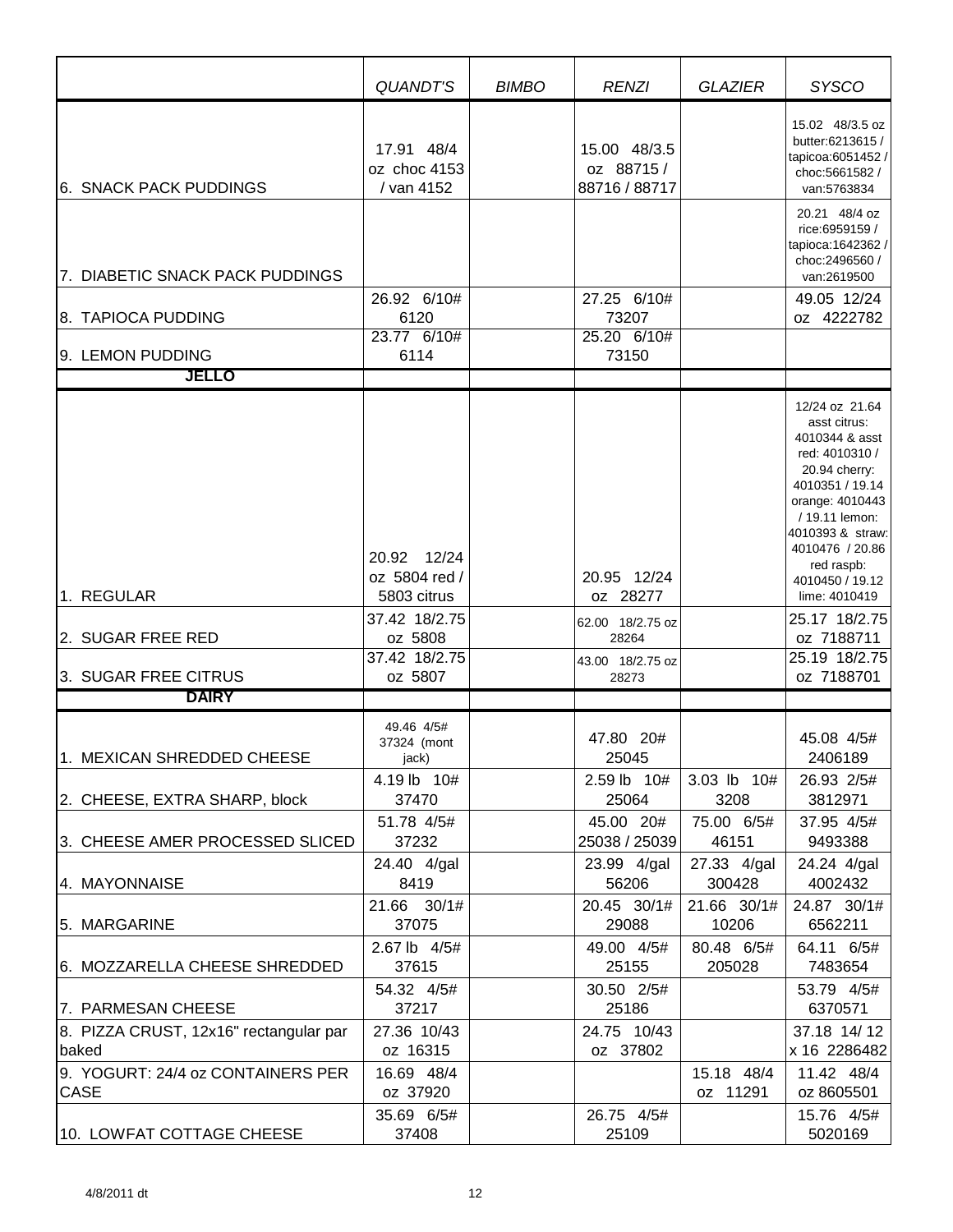| | QUANDT'S | BIMBO | RENZI | GLAZIER | SYSCO |
|---|---|---|---|---|---|
| 6. SNACK PACK PUDDINGS | 17.91 48/4 oz choc 4153 / van 4152 | | 15.00 48/3.5 oz 88715 / 88716 / 88717 | | 15.02 48/3.5 oz butter:6213615 / tapicoa:6051452 / choc:5661582 / van:5763834 |
| 7. DIABETIC SNACK PACK PUDDINGS | | | | | 20.21 48/4 oz rice:6959159 / tapioca:1642362 / choc:2496560 / van:2619500 |
| 8. TAPIOCA PUDDING | 26.92 6/10# 6120 | | 27.25 6/10# 73207 | | 49.05 12/24 oz 4222782 |
| 9. LEMON PUDDING | 23.77 6/10# 6114 | | 25.20 6/10# 73150 | | |
| **JELLO** | | | | | |
| 1. REGULAR | 20.92 12/24 oz 5804 red / 5803 citrus | | 20.95 12/24 oz 28277 | | 12/24 oz 21.64 asst citrus: 4010344 & asst red: 4010310 / 20.94 cherry: 4010351 / 19.14 orange: 4010443 / 19.11 lemon: 4010393 & straw: 4010476 / 20.86 red raspb: 4010450 / 19.12 lime: 4010419 |
| 2. SUGAR FREE RED | 37.42 18/2.75 oz 5808 | | 62.00 18/2.75 oz 28264 | | 25.17 18/2.75 oz 7188711 |
| 3. SUGAR FREE CITRUS | 37.42 18/2.75 oz 5807 | | 43.00 18/2.75 oz 28273 | | 25.19 18/2.75 oz 7188701 |
| **DAIRY** | | | | | |
| 1. MEXICAN SHREDDED CHEESE | 49.46 4/5# 37324 (mont jack) | | 47.80 20# 25045 | | 45.08 4/5# 2406189 |
| 2. CHEESE, EXTRA SHARP, block | 4.19 lb 10# 37470 | | 2.59 lb 10# 25064 | 3.03 lb 10# 3208 | 26.93 2/5# 3812971 |
| 3. CHEESE AMER PROCESSED SLICED | 51.78 4/5# 37232 | | 45.00 20# 25038 / 25039 | 75.00 6/5# 46151 | 37.95 4/5# 9493388 |
| 4. MAYONNAISE | 24.40 4/gal 8419 | | 23.99 4/gal 56206 | 27.33 4/gal 300428 | 24.24 4/gal 4002432 |
| 5. MARGARINE | 21.66 30/1# 37075 | | 20.45 30/1# 29088 | 21.66 30/1# 10206 | 24.87 30/1# 6562211 |
| 6. MOZZARELLA CHEESE SHREDDED | 2.67 lb 4/5# 37615 | | 49.00 4/5# 25155 | 80.48 6/5# 205028 | 64.11 6/5# 7483654 |
| 7. PARMESAN CHEESE | 54.32 4/5# 37217 | | 30.50 2/5# 25186 | | 53.79 4/5# 6370571 |
| 8. PIZZA CRUST, 12x16" rectangular par baked | 27.36 10/43 oz 16315 | | 24.75 10/43 oz 37802 | | 37.18 14/ 12 x 16 2286482 |
| 9. YOGURT: 24/4 oz CONTAINERS PER CASE | 16.69 48/4 oz 37920 | | | 15.18 48/4 oz 11291 | 11.42 48/4 oz 8605501 |
| 10. LOWFAT COTTAGE CHEESE | 35.69 6/5# 37408 | | 26.75 4/5# 25109 | | 15.76 4/5# 5020169 |

4/8/2011 dt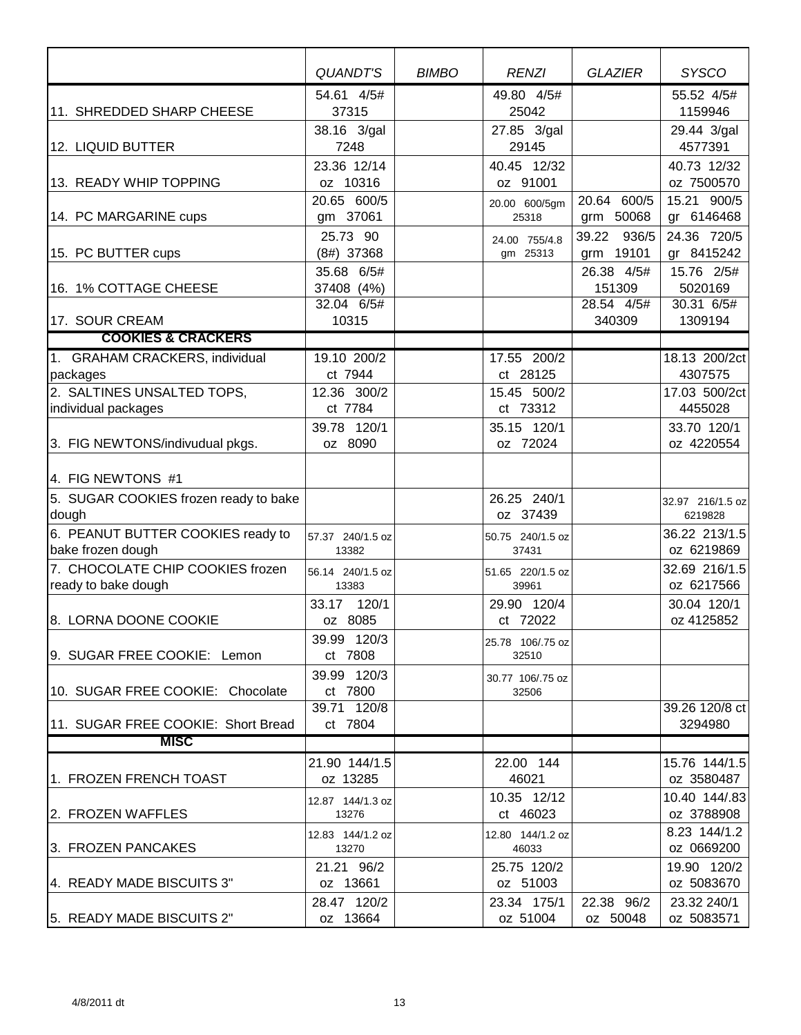| | QUANDT'S | BIMBO | RENZI | GLAZIER | SYSCO |
|---|---|---|---|---|---|
| 11. SHREDDED SHARP CHEESE | 54.61 4/5# 37315 | | 49.80 4/5# 25042 | | 55.52 4/5# 1159946 |
| 12. LIQUID BUTTER | 38.16 3/gal 7248 | | 27.85 3/gal 29145 | | 29.44 3/gal 4577391 |
| 13. READY WHIP TOPPING | 23.36 12/14 oz 10316 | | 40.45 12/32 oz 91001 | | 40.73 12/32 oz 7500570 |
| 14. PC MARGARINE cups | 20.65 600/5 gm 37061 | | 20.00 600/5gm 25318 | 20.64 600/5 grm 50068 | 15.21 900/5 gr 6146468 |
| 15. PC BUTTER cups | 25.73 90 (8#) 37368 | | 24.00 755/4.8 gm 25313 | 39.22 936/5 grm 19101 | 24.36 720/5 gr 8415242 |
| 16. 1% COTTAGE CHEESE | 35.68 6/5# 37408 (4%) | | | 26.38 4/5# 151309 | 15.76 2/5# 5020169 |
| 17. SOUR CREAM | 32.04 6/5# 10315 | | | 28.54 4/5# 340309 | 30.31 6/5# 1309194 |
| **COOKIES & CRACKERS** | | | | | |
| 1. GRAHAM CRACKERS, individual packages | 19.10 200/2 ct 7944 | | 17.55 200/2 ct 28125 | | 18.13 200/2ct 4307575 |
| 2. SALTINES UNSALTED TOPS, individual packages | 12.36 300/2 ct 7784 | | 15.45 500/2 ct 73312 | | 17.03 500/2ct 4455028 |
| 3. FIG NEWTONS/indivudual pkgs. | 39.78 120/1 oz 8090 | | 35.15 120/1 oz 72024 | | 33.70 120/1 oz 4220554 |
| 4. FIG NEWTONS #1 | | | | | |
| 5. SUGAR COOKIES frozen ready to bake dough | | | 26.25 240/1 oz 37439 | | 32.97 216/1.5 oz 6219828 |
| 6. PEANUT BUTTER COOKIES ready to bake frozen dough | 57.37 240/1.5 oz 13382 | | 50.75 240/1.5 oz 37431 | | 36.22 213/1.5 oz 6219869 |
| 7. CHOCOLATE CHIP COOKIES frozen ready to bake dough | 56.14 240/1.5 oz 13383 | | 51.65 220/1.5 oz 39961 | | 32.69 216/1.5 oz 6217566 |
| 8. LORNA DOONE COOKIE | 33.17 120/1 oz 8085 | | 29.90 120/4 ct 72022 | | 30.04 120/1 oz 4125852 |
| 9. SUGAR FREE COOKIE: Lemon | 39.99 120/3 ct 7808 | | 25.78 106/.75 oz 32510 | | |
| 10. SUGAR FREE COOKIE: Chocolate | 39.99 120/3 ct 7800 | | 30.77 106/.75 oz 32506 | | |
| 11. SUGAR FREE COOKIE: Short Bread | 39.71 120/8 ct 7804 | | | | 39.26 120/8 ct 3294980 |
| **MISC** | | | | | |
| 1. FROZEN FRENCH TOAST | 21.90 144/1.5 oz 13285 | | 22.00 144 46021 | | 15.76 144/1.5 oz 3580487 |
| 2. FROZEN WAFFLES | 12.87 144/1.3 oz 13276 | | 10.35 12/12 ct 46023 | | 10.40 144/.83 oz 3788908 |
| 3. FROZEN PANCAKES | 12.83 144/1.2 oz 13270 | | 12.80 144/1.2 oz 46033 | | 8.23 144/1.2 oz 0669200 |
| 4. READY MADE BISCUITS 3" | 21.21 96/2 oz 13661 | | 25.75 120/2 oz 51003 | | 19.90 120/2 oz 5083670 |
| 5. READY MADE BISCUITS 2" | 28.47 120/2 oz 13664 | | 23.34 175/1 oz 51004 | 22.38 96/2 oz 50048 | 23.32 240/1 oz 5083571 |

4/8/2011 dt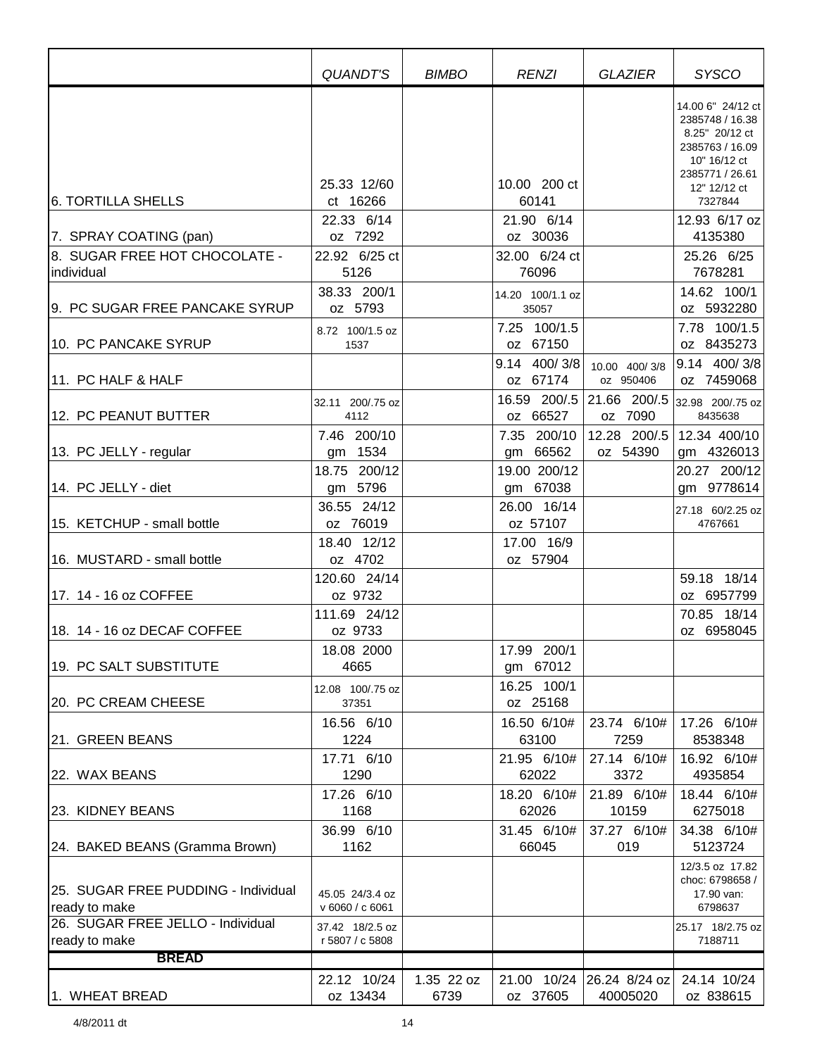| | *QUANDT'S* | *BIMBO* | *RENZI* | *GLAZIER* | *SYSCO* |
|---|---|---|---|---|---|
| 6. TORTILLA SHELLS | 25.33 12/60 ct 16266 | | 10.00 200 ct 60141 | | 14.00 6" 24/12 ct 2385748 / 16.38 8.25" 20/12 ct 2385763 / 16.09 10" 16/12 ct 2385771 / 26.61 12" 12/12 ct 7327844 |
| 7. SPRAY COATING (pan) | 22.33 6/14 oz 7292 | | 21.90 6/14 oz 30036 | | 12.93 6/17 oz 4135380 |
| 8. SUGAR FREE HOT CHOCOLATE - individual | 22.92 6/25 ct 5126 | | 32.00 6/24 ct 76096 | | 25.26 6/25 7678281 |
| 9. PC SUGAR FREE PANCAKE SYRUP | 38.33 200/1 oz 5793 | | 14.20 100/1.1 oz 35057 | | 14.62 100/1 oz 5932280 |
| 10. PC PANCAKE SYRUP | 8.72 100/1.5 oz 1537 | | 7.25 100/1.5 oz 67150 | | 7.78 100/1.5 oz 8435273 |
| 11. PC HALF & HALF | | | 9.14 400/ 3/8 oz 67174 | 10.00 400/ 3/8 oz 950406 | 9.14 400/ 3/8 oz 7459068 |
| 12. PC PEANUT BUTTER | 32.11 200/.75 oz 4112 | | 16.59 200/.5 oz 66527 | 21.66 200/.5 oz 7090 | 32.98 200/.75 oz 8435638 |
| 13. PC JELLY - regular | 7.46 200/10 gm 1534 | | 7.35 200/10 gm 66562 | 12.28 200/.5 oz 54390 | 12.34 400/10 gm 4326013 |
| 14. PC JELLY - diet | 18.75 200/12 gm 5796 | | 19.00 200/12 gm 67038 | | 20.27 200/12 gm 9778614 |
| 15. KETCHUP - small bottle | 36.55 24/12 oz 76019 | | 26.00 16/14 oz 57107 | | 27.18 60/2.25 oz 4767661 |
| 16. MUSTARD - small bottle | 18.40 12/12 oz 4702 | | 17.00 16/9 oz 57904 | | |
| 17. 14 - 16 oz COFFEE | 120.60 24/14 oz 9732 | | | | 59.18 18/14 oz 6957799 |
| 18. 14 - 16 oz DECAF COFFEE | 111.69 24/12 oz 9733 | | | | 70.85 18/14 oz 6958045 |
| 19. PC SALT SUBSTITUTE | 18.08 2000 4665 | | 17.99 200/1 gm 67012 | | |
| 20. PC CREAM CHEESE | 12.08 100/.75 oz 37351 | | 16.25 100/1 oz 25168 | | |
| 21. GREEN BEANS | 16.56 6/10 1224 | | 16.50 6/10# 63100 | 23.74 6/10# 7259 | 17.26 6/10# 8538348 |
| 22. WAX BEANS | 17.71 6/10 1290 | | 21.95 6/10# 62022 | 27.14 6/10# 3372 | 16.92 6/10# 4935854 |
| 23. KIDNEY BEANS | 17.26 6/10 1168 | | 18.20 6/10# 62026 | 21.89 6/10# 10159 | 18.44 6/10# 6275018 |
| 24. BAKED BEANS (Gramma Brown) | 36.99 6/10 1162 | | 31.45 6/10# 66045 | 37.27 6/10# 019 | 34.38 6/10# 5123724 |
| 25. SUGAR FREE PUDDING - Individual ready to make | 45.05 24/3.4 oz v 6060 / c 6061 | | | | 12/3.5 oz 17.82 choc: 6798658 / 17.90 van: 6798637 |
| 26. SUGAR FREE JELLO - Individual ready to make | 37.42 18/2.5 oz r 5807 / c 5808 | | | | 25.17 18/2.75 oz 7188711 |
| **BREAD** | | | | | |
| 1. WHEAT BREAD | 22.12 10/24 oz 13434 | 1.35 22 oz 6739 | 21.00 10/24 oz 37605 | 26.24 8/24 oz 40005020 | 24.14 10/24 oz 838615 |

4/8/2011 dt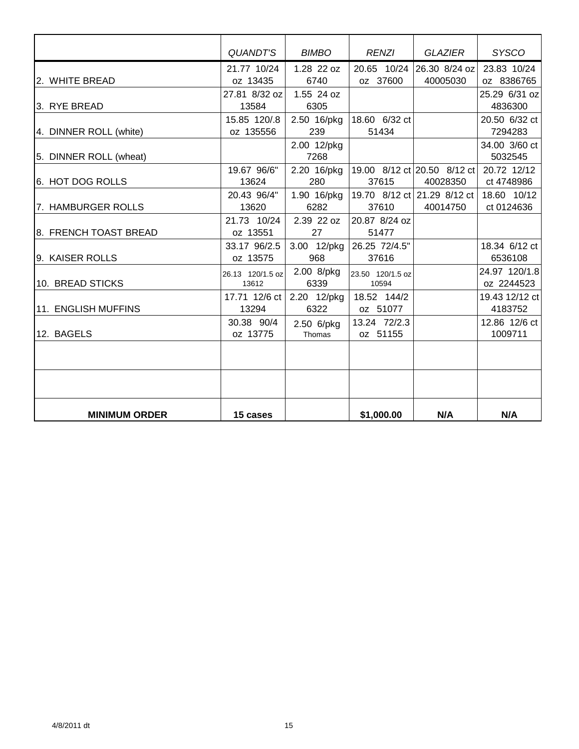| | *QUANDT'S* | *BIMBO* | *RENZI* | *GLAZIER* | *SYSCO* |
|---|---|---|---|---|---|
| 2. WHITE BREAD | 21.77 10/24 oz 13435 | 1.28 22 oz 6740 | 20.65 10/24 oz 37600 | 26.30 8/24 oz 40005030 | 23.83 10/24 oz 8386765 |
| 3. RYE BREAD | 27.81 8/32 oz 13584 | 1.55 24 oz 6305 | | | 25.29 6/31 oz 4836300 |
| 4. DINNER ROLL (white) | 15.85 120/.8 oz 135556 | 2.50 16/pkg 239 | 18.60 6/32 ct 51434 | | 20.50 6/32 ct 7294283 |
| 5. DINNER ROLL (wheat) | | 2.00 12/pkg 7268 | | | 34.00 3/60 ct 5032545 |
| 6. HOT DOG ROLLS | 19.67 96/6" 13624 | 2.20 16/pkg 280 | 19.00 8/12 ct 37615 | 20.50 8/12 ct 40028350 | 20.72 12/12 ct 4748986 |
| 7. HAMBURGER ROLLS | 20.43 96/4" 13620 | 1.90 16/pkg 6282 | 19.70 8/12 ct 37610 | 21.29 8/12 ct 40014750 | 18.60 10/12 ct 0124636 |
| 8. FRENCH TOAST BREAD | 21.73 10/24 oz 13551 | 2.39 22 oz 27 | 20.87 8/24 oz 51477 | | |
| 9. KAISER ROLLS | 33.17 96/2.5 oz 13575 | 3.00 12/pkg 968 | 26.25 72/4.5" 37616 | | 18.34 6/12 ct 6536108 |
| 10. BREAD STICKS | 26.13 120/1.5 oz 13612 | 2.00 8/pkg 6339 | 23.50 120/1.5 oz 10594 | | 24.97 120/1.8 oz 2244523 |
| 11. ENGLISH MUFFINS | 17.71 12/6 ct 13294 | 2.20 12/pkg 6322 | 18.52 144/2 oz 51077 | | 19.43 12/12 ct 4183752 |
| 12. BAGELS | 30.38 90/4 oz 13775 | 2.50 6/pkg Thomas | 13.24 72/2.3 oz 51155 | | 12.86 12/6 ct 1009711 |
| | | | | | |
| | | | | | |
| **MINIMUM ORDER** | **15 cases** | | **$1,000.00** | **N/A** | **N/A** |

4/8/2011 dt